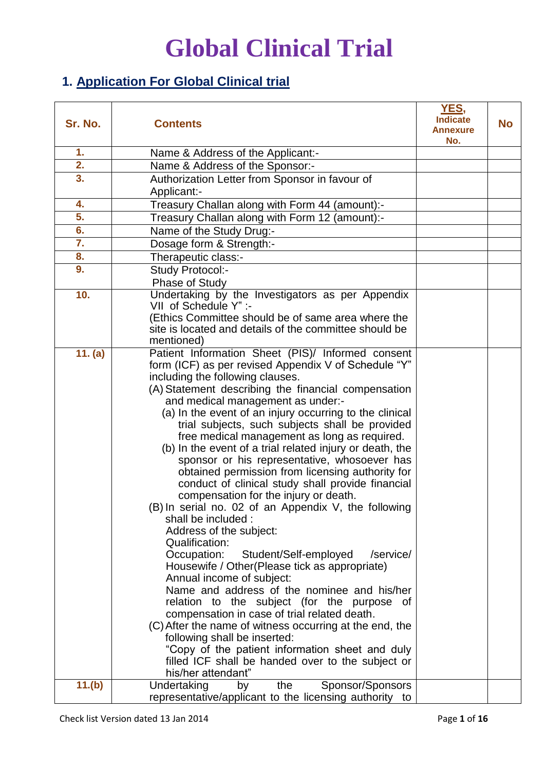# Global Clinical Trial

## 1. Application For Global Clinical trial

| Sr. No. | Contents | YES, Indicate Annexure No. | No |
|---|---|---|---|
| 1. | Name & Address of the Applicant:- | | |
| 2. | Name & Address of the Sponsor:- | | |
| 3. | Authorization Letter from Sponsor in favour of Applicant:- | | |
| 4. | Treasury Challan along with Form 44 (amount):- | | |
| 5. | Treasury Challan along with Form 12 (amount):- | | |
| 6. | Name of the Study Drug:- | | |
| 7. | Dosage form & Strength:- | | |
| 8. | Therapeutic class:- | | |
| 9. | Study Protocol:-<br>Phase of Study | | |
| 10. | Undertaking by the Investigators as per Appendix VII of Schedule Y" :-<br>(Ethics Committee should be of same area where the site is located and details of the committee should be mentioned) | | |
| 11. (a) | Patient Information Sheet (PIS)/ Informed consent form (ICF) as per revised Appendix V of Schedule "Y" including the following clauses.<br>(A) Statement describing the financial compensation and medical management as under:-<br>(a) In the event of an injury occurring to the clinical trial subjects, such subjects shall be provided free medical management as long as required.<br>(b) In the event of a trial related injury or death, the sponsor or his representative, whosoever has obtained permission from licensing authority for conduct of clinical study shall provide financial compensation for the injury or death.<br>(B) In serial no. 02 of an Appendix V, the following shall be included :<br>Address of the subject:<br>Qualification:<br>Occupation: Student/Self-employed /service/ Housewife / Other(Please tick as appropriate)<br>Annual income of subject:<br>Name and address of the nominee and his/her relation to the subject (for the purpose of compensation in case of trial related death.<br>(C) After the name of witness occurring at the end, the following shall be inserted:<br>"Copy of the patient information sheet and duly filled ICF shall be handed over to the subject or his/her attendant" | | |
| 11.(b) | Undertaking by the Sponsor/Sponsors representative/applicant to the licensing authority to | | |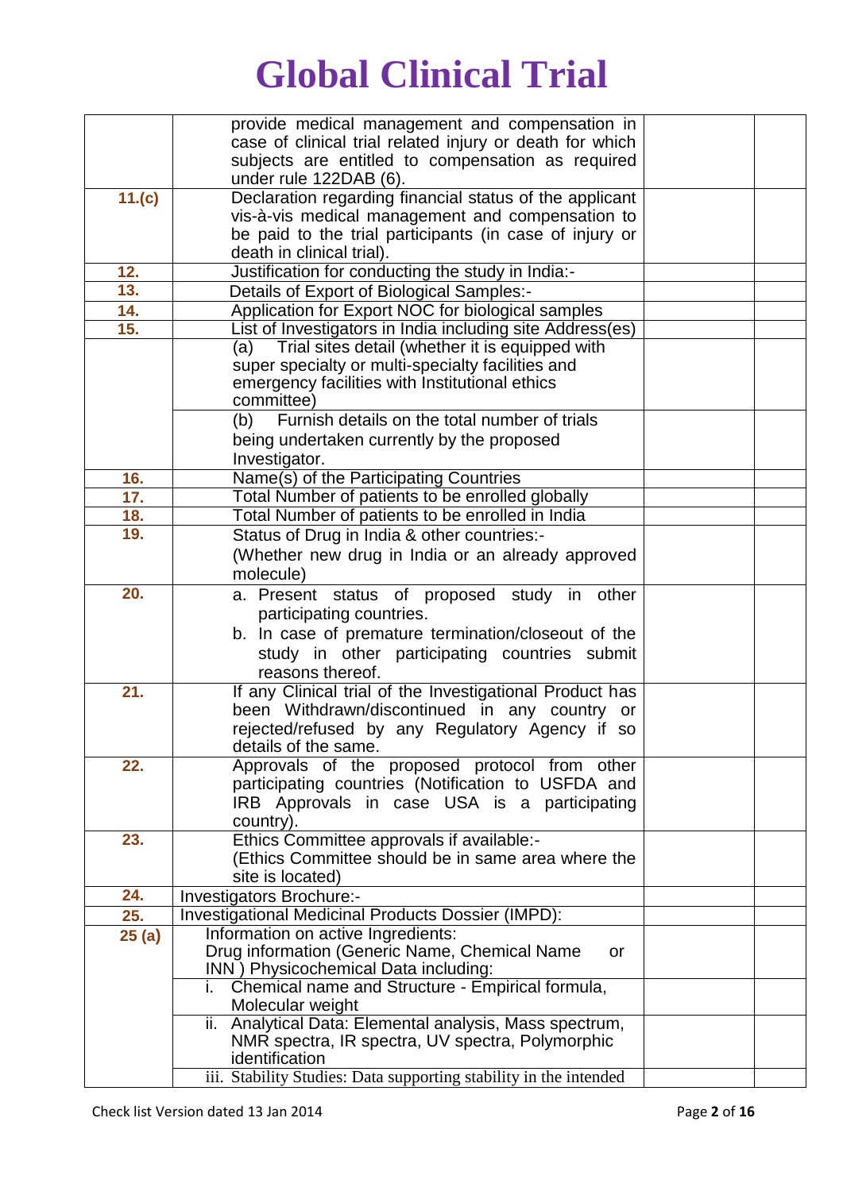# Global Clinical Trial

| | | | |
|---|---|---|---|
| | provide medical management and compensation in case of clinical trial related injury or death for which subjects are entitled to compensation as required under rule 122DAB (6). | | |
| **11.(c)** | Declaration regarding financial status of the applicant vis-à-vis medical management and compensation to be paid to the trial participants (in case of injury or death in clinical trial). | | |
| **12.** | Justification for conducting the study in India:- | | |
| **13.** | Details of Export of Biological Samples:- | | |
| **14.** | Application for Export NOC for biological samples | | |
| **15.** | List of Investigators in India including site Address(es) | | |
| | (a) Trial sites detail (whether it is equipped with super specialty or multi-specialty facilities and emergency facilities with Institutional ethics committee) | | |
| | (b) Furnish details on the total number of trials being undertaken currently by the proposed Investigator. | | |
| **16.** | Name(s) of the Participating Countries | | |
| **17.** | Total Number of patients to be enrolled globally | | |
| **18.** | Total Number of patients to be enrolled in India | | |
| **19.** | Status of Drug in India & other countries:- (Whether new drug in India or an already approved molecule) | | |
| **20.** | a. Present status of proposed study in other participating countries. b. In case of premature termination/closeout of the study in other participating countries submit reasons thereof. | | |
| **21.** | If any Clinical trial of the Investigational Product has been Withdrawn/discontinued in any country or rejected/refused by any Regulatory Agency if so details of the same. | | |
| **22.** | Approvals of the proposed protocol from other participating countries (Notification to USFDA and IRB Approvals in case USA is a participating country). | | |
| **23.** | Ethics Committee approvals if available:- (Ethics Committee should be in same area where the site is located) | | |
| **24.** | Investigators Brochure:- | | |
| **25.** | Investigational Medicinal Products Dossier (IMPD): | | |
| **25 (a)** | Information on active Ingredients: Drug information (Generic Name, Chemical Name or INN ) Physicochemical Data including: | | |
| | i. Chemical name and Structure - Empirical formula, Molecular weight | | |
| | ii. Analytical Data: Elemental analysis, Mass spectrum, NMR spectra, IR spectra, UV spectra, Polymorphic identification | | |
| | iii. Stability Studies: Data supporting stability in the intended | | |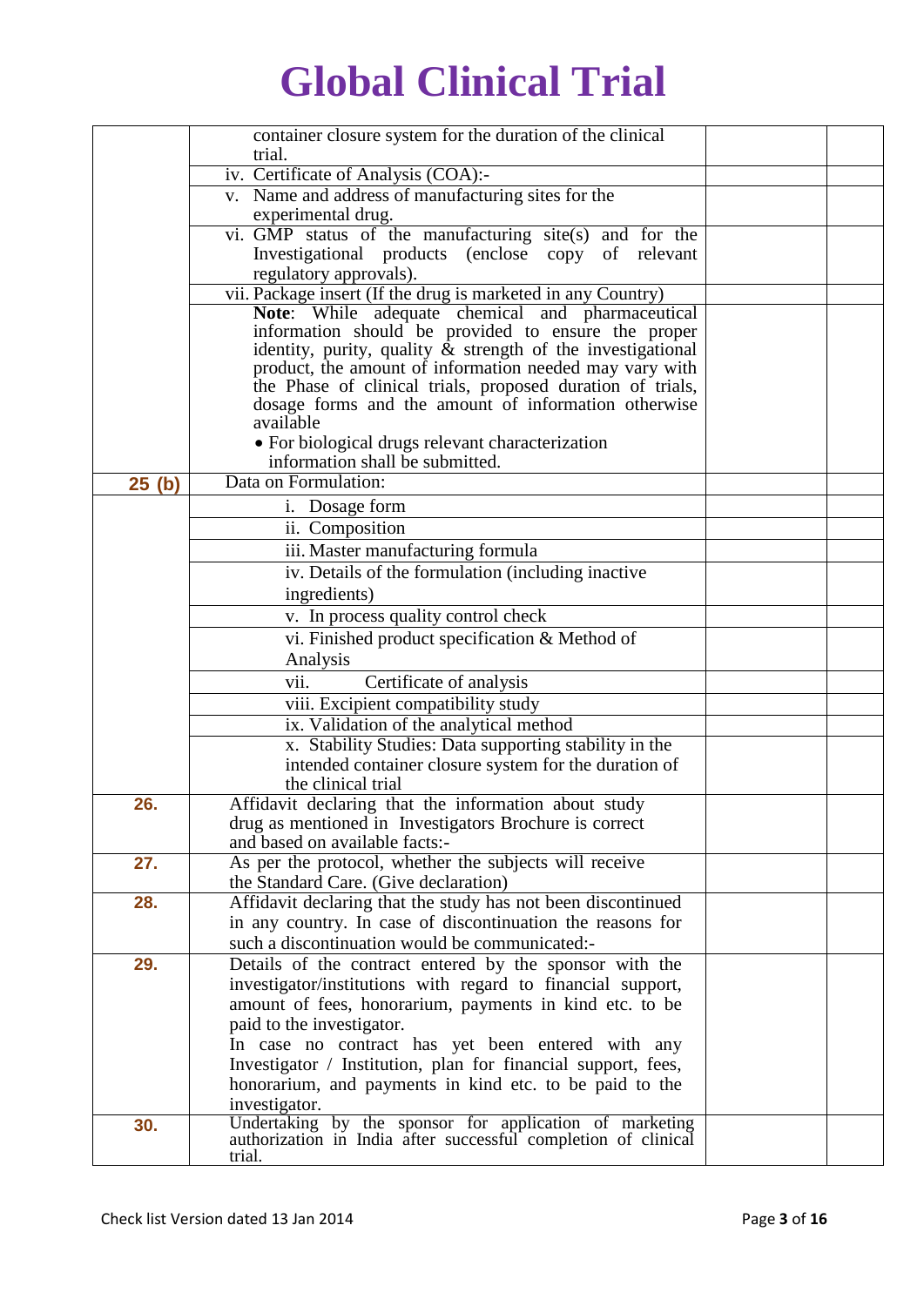# Global Clinical Trial

| | | | |
|---|---|---|---|
| | container closure system for the duration of the clinical trial. | | |
| | iv. Certificate of Analysis (COA):- | | |
| | v. Name and address of manufacturing sites for the experimental drug. | | |
| | vi. GMP status of the manufacturing site(s) and for the Investigational products (enclose copy of relevant regulatory approvals). | | |
| | vii. Package insert (If the drug is marketed in any Country) | | |
| | **Note**: While adequate chemical and pharmaceutical information should be provided to ensure the proper identity, purity, quality & strength of the investigational product, the amount of information needed may vary with the Phase of clinical trials, proposed duration of trials, dosage forms and the amount of information otherwise available<br>• For biological drugs relevant characterization information shall be submitted. | | |
| **25 (b)** | Data on Formulation: | | |
| | i. Dosage form | | |
| | ii. Composition | | |
| | iii. Master manufacturing formula | | |
| | iv. Details of the formulation (including inactive ingredients) | | |
| | v. In process quality control check | | |
| | vi. Finished product specification & Method of Analysis | | |
| | vii. Certificate of analysis | | |
| | viii. Excipient compatibility study | | |
| | ix. Validation of the analytical method | | |
| | x. Stability Studies: Data supporting stability in the intended container closure system for the duration of the clinical trial | | |
| **26.** | Affidavit declaring that the information about study drug as mentioned in Investigators Brochure is correct and based on available facts:- | | |
| **27.** | As per the protocol, whether the subjects will receive the Standard Care. (Give declaration) | | |
| **28.** | Affidavit declaring that the study has not been discontinued in any country. In case of discontinuation the reasons for such a discontinuation would be communicated:- | | |
| **29.** | Details of the contract entered by the sponsor with the investigator/institutions with regard to financial support, amount of fees, honorarium, payments in kind etc. to be paid to the investigator.<br>In case no contract has yet been entered with any Investigator / Institution, plan for financial support, fees, honorarium, and payments in kind etc. to be paid to the investigator. | | |
| **30.** | Undertaking by the sponsor for application of marketing authorization in India after successful completion of clinical trial. | | |

Check list Version dated 13 Jan 2014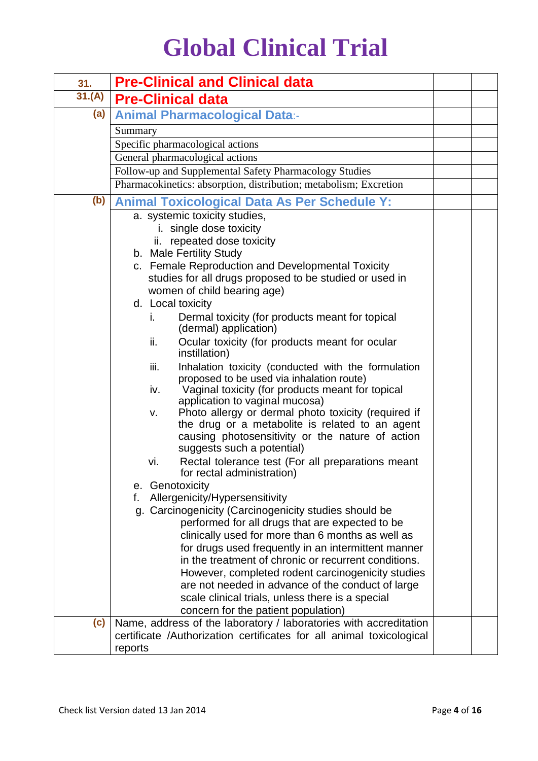# Global Clinical Trial

| | | | |
|---|---|---|---|
| **31.** | **Pre-Clinical and Clinical data** | | |
| **31.(A)** | **Pre-Clinical data** | | |
| **(a)** | **Animal Pharmacological Data**:- | | |
| | Summary | | |
| | Specific pharmacological actions | | |
| | General pharmacological actions | | |
| | Follow-up and Supplemental Safety Pharmacology Studies | | |
| | Pharmacokinetics: absorption, distribution; metabolism; Excretion | | |
| **(b)** | **Animal Toxicological Data As Per Schedule Y:** | | |
| | a. systemic toxicity studies,<br>i. single dose toxicity<br>ii. repeated dose toxicity<br>b. Male Fertility Study<br>c. Female Reproduction and Developmental Toxicity studies for all drugs proposed to be studied or used in women of child bearing age)<br>d. Local toxicity<br>i. Dermal toxicity (for products meant for topical (dermal) application)<br>ii. Ocular toxicity (for products meant for ocular instillation)<br>iii. Inhalation toxicity (conducted with the formulation proposed to be used via inhalation route)<br>iv. Vaginal toxicity (for products meant for topical application to vaginal mucosa)<br>v. Photo allergy or dermal photo toxicity (required if the drug or a metabolite is related to an agent causing photosensitivity or the nature of action suggests such a potential)<br>vi. Rectal tolerance test (For all preparations meant for rectal administration)<br>e. Genotoxicity<br>f. Allergenicity/Hypersensitivity<br>g. Carcinogenicity (Carcinogenicity studies should be performed for all drugs that are expected to be clinically used for more than 6 months as well as for drugs used frequently in an intermittent manner in the treatment of chronic or recurrent conditions. However, completed rodent carcinogenicity studies are not needed in advance of the conduct of large scale clinical trials, unless there is a special concern for the patient population) | | |
| **(c)** | Name, address of the laboratory / laboratories with accreditation certificate /Authorization certificates for all animal toxicological reports | | |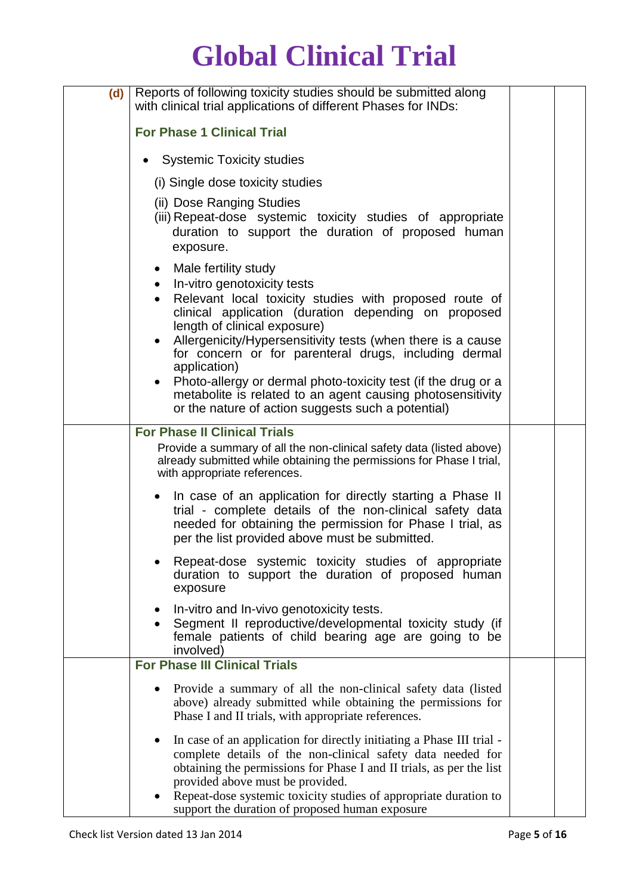# Global Clinical Trial

| | | | |
|---|---|---|---|
| **(d)** | Reports of following toxicity studies should be submitted along with clinical trial applications of different Phases for INDs:<br><br>**For Phase 1 Clinical Trial**<br><br>• Systemic Toxicity studies<br>(i) Single dose toxicity studies<br>(ii) Dose Ranging Studies<br>(iii) Repeat-dose systemic toxicity studies of appropriate duration to support the duration of proposed human exposure.<br><br>• Male fertility study<br>• In-vitro genotoxicity tests<br>• Relevant local toxicity studies with proposed route of clinical application (duration depending on proposed length of clinical exposure)<br>• Allergenicity/Hypersensitivity tests (when there is a cause for concern or for parenteral drugs, including dermal application)<br>• Photo-allergy or dermal photo-toxicity test (if the drug or a metabolite is related to an agent causing photosensitivity or the nature of action suggests such a potential) | | |
| | **For Phase II Clinical Trials**<br>Provide a summary of all the non-clinical safety data (listed above) already submitted while obtaining the permissions for Phase I trial, with appropriate references.<br><br>• In case of an application for directly starting a Phase II trial - complete details of the non-clinical safety data needed for obtaining the permission for Phase I trial, as per the list provided above must be submitted.<br>• Repeat-dose systemic toxicity studies of appropriate duration to support the duration of proposed human exposure<br>• In-vitro and In-vivo genotoxicity tests.<br>• Segment II reproductive/developmental toxicity study (if female patients of child bearing age are going to be involved) | | |
| | **For Phase III Clinical Trials**<br><br>• Provide a summary of all the non-clinical safety data (listed above) already submitted while obtaining the permissions for Phase I and II trials, with appropriate references.<br>• In case of an application for directly initiating a Phase III trial - complete details of the non-clinical safety data needed for obtaining the permissions for Phase I and II trials, as per the list provided above must be provided.<br>• Repeat-dose systemic toxicity studies of appropriate duration to support the duration of proposed human exposure | | |

Check list Version dated 13 Jan 2014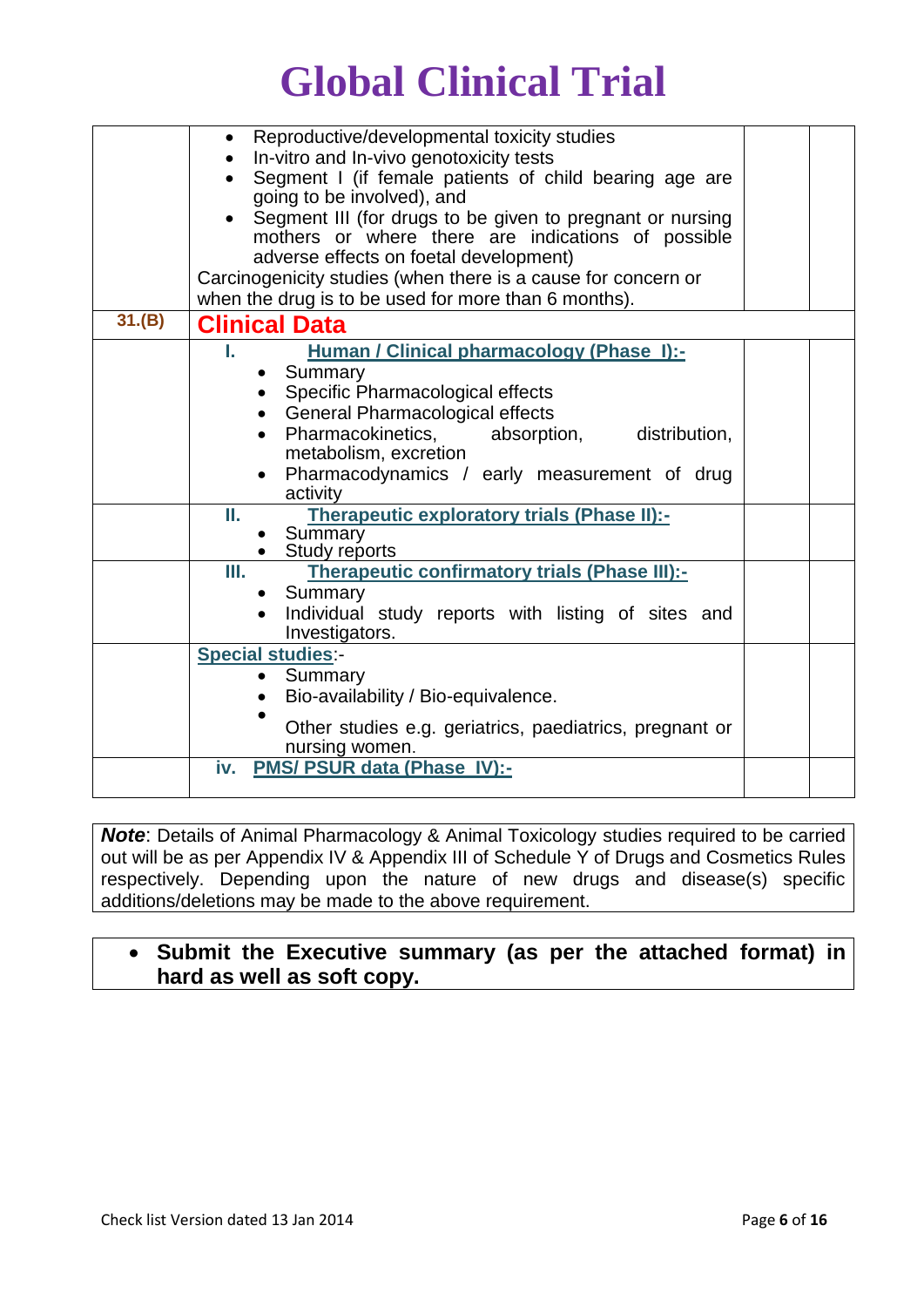# Global Clinical Trial

| | | | |
|---|---|---|---|
| | • Reproductive/developmental toxicity studies<br>• In-vitro and In-vivo genotoxicity tests<br>• Segment I (if female patients of child bearing age are going to be involved), and<br>• Segment III (for drugs to be given to pregnant or nursing mothers or where there are indications of possible adverse effects on foetal development)<br>Carcinogenicity studies (when there is a cause for concern or when the drug is to be used for more than 6 months). | | |
| **31.(B)** | **Clinical Data** | | |
| | **I. Human / Clinical pharmacology (Phase I):-**<br>• Summary<br>• Specific Pharmacological effects<br>• General Pharmacological effects<br>• Pharmacokinetics, absorption, distribution, metabolism, excretion<br>• Pharmacodynamics / early measurement of drug activity | | |
| | **II. Therapeutic exploratory trials (Phase II):-**<br>• Summary<br>• Study reports | | |
| | **III. Therapeutic confirmatory trials (Phase III):-**<br>• Summary<br>• Individual study reports with listing of sites and Investigators. | | |
| | **Special studies**:-<br>• Summary<br>• Bio-availability / Bio-equivalence.<br>• Other studies e.g. geriatrics, paediatrics, pregnant or nursing women. | | |
| | **iv. PMS/ PSUR data (Phase IV):-** | | |

***Note***: Details of Animal Pharmacology & Animal Toxicology studies required to be carried out will be as per Appendix IV & Appendix III of Schedule Y of Drugs and Cosmetics Rules respectively. Depending upon the nature of new drugs and disease(s) specific additions/deletions may be made to the above requirement.

- **Submit the Executive summary (as per the attached format) in hard as well as soft copy.**

Check list Version dated 13 Jan 2014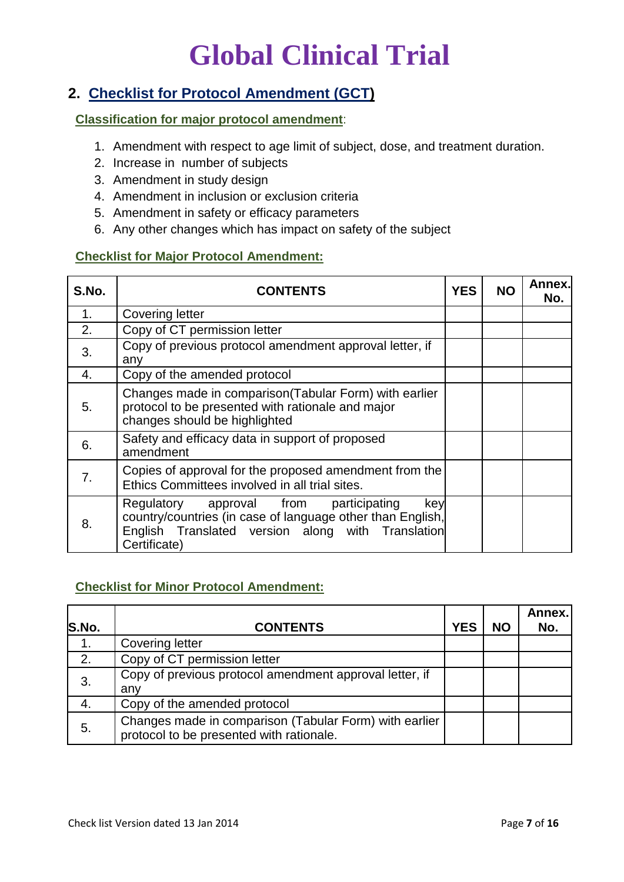# Global Clinical Trial

## 2. Checklist for Protocol Amendment (GCT)

**Classification for major protocol amendment**:

1. Amendment with respect to age limit of subject, dose, and treatment duration.
2. Increase in number of subjects
3. Amendment in study design
4. Amendment in inclusion or exclusion criteria
5. Amendment in safety or efficacy parameters
6. Any other changes which has impact on safety of the subject

**Checklist for Major Protocol Amendment:**

| S.No. | CONTENTS | YES | NO | Annex. No. |
|---|---|---|---|---|
| 1. | Covering letter | | | |
| 2. | Copy of CT permission letter | | | |
| 3. | Copy of previous protocol amendment approval letter, if any | | | |
| 4. | Copy of the amended protocol | | | |
| 5. | Changes made in comparison(Tabular Form) with earlier protocol to be presented with rationale and major changes should be highlighted | | | |
| 6. | Safety and efficacy data in support of proposed amendment | | | |
| 7. | Copies of approval for the proposed amendment from the Ethics Committees involved in all trial sites. | | | |
| 8. | Regulatory approval from participating key country/countries (in case of language other than English, English Translated version along with Translation Certificate) | | | |

**Checklist for Minor Protocol Amendment:**

| S.No. | CONTENTS | YES | NO | Annex. No. |
|---|---|---|---|---|
| 1. | Covering letter | | | |
| 2. | Copy of CT permission letter | | | |
| 3. | Copy of previous protocol amendment approval letter, if any | | | |
| 4. | Copy of the amended protocol | | | |
| 5. | Changes made in comparison (Tabular Form) with earlier protocol to be presented with rationale. | | | |

Check list Version dated 13 Jan 2014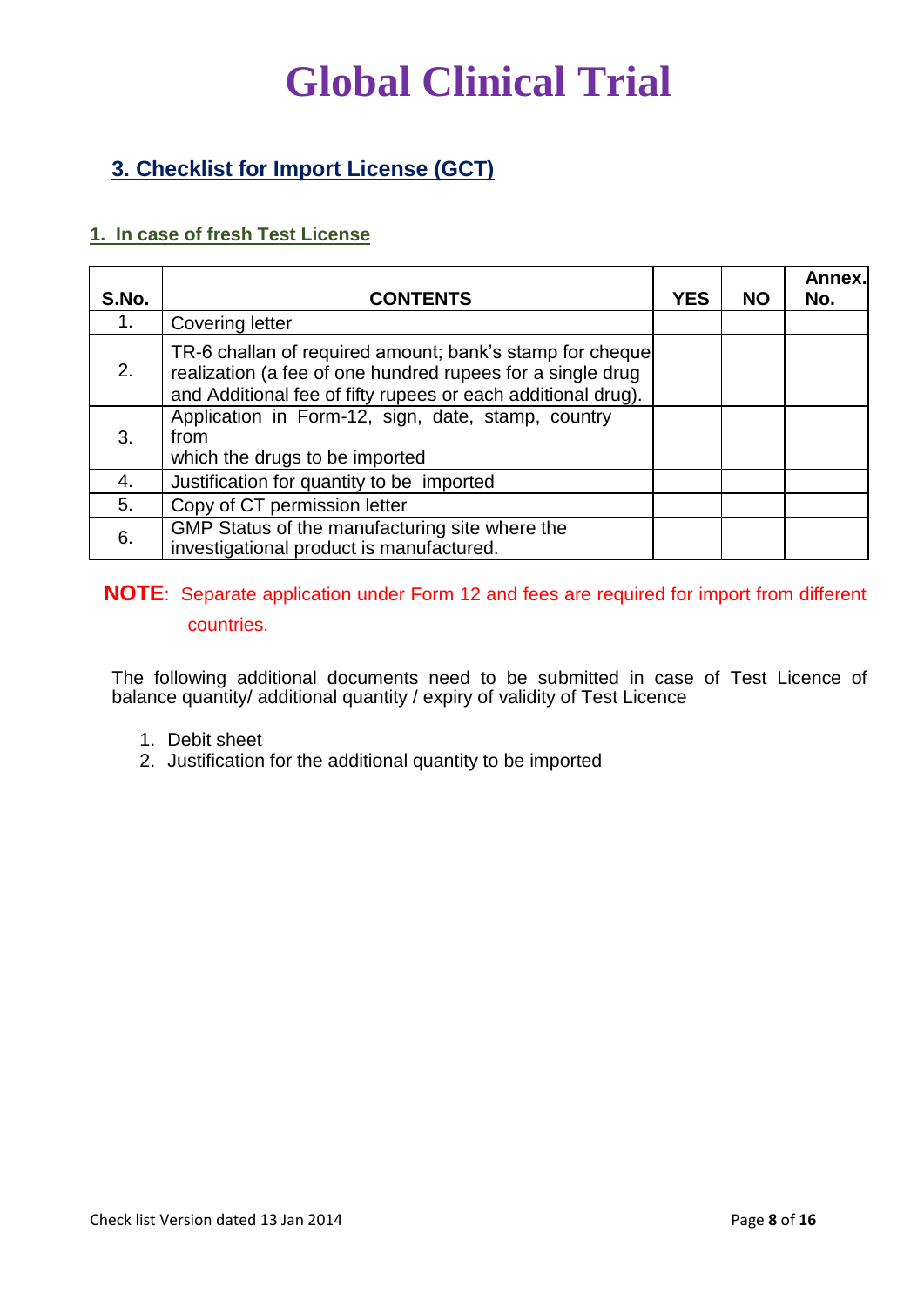# Global Clinical Trial

## 3. Checklist for Import License (GCT)

### 1. In case of fresh Test License

| S.No. | CONTENTS | YES | NO | Annex. No. |
|---|---|---|---|---|
| 1. | Covering letter | | | |
| 2. | TR-6 challan of required amount; bank's stamp for cheque realization (a fee of one hundred rupees for a single drug and Additional fee of fifty rupees or each additional drug). | | | |
| 3. | Application in Form-12, sign, date, stamp, country from which the drugs to be imported | | | |
| 4. | Justification for quantity to be imported | | | |
| 5. | Copy of CT permission letter | | | |
| 6. | GMP Status of the manufacturing site where the investigational product is manufactured. | | | |

**NOTE**: Separate application under Form 12 and fees are required for import from different countries.

The following additional documents need to be submitted in case of Test Licence of balance quantity/ additional quantity / expiry of validity of Test Licence

1. Debit sheet
2. Justification for the additional quantity to be imported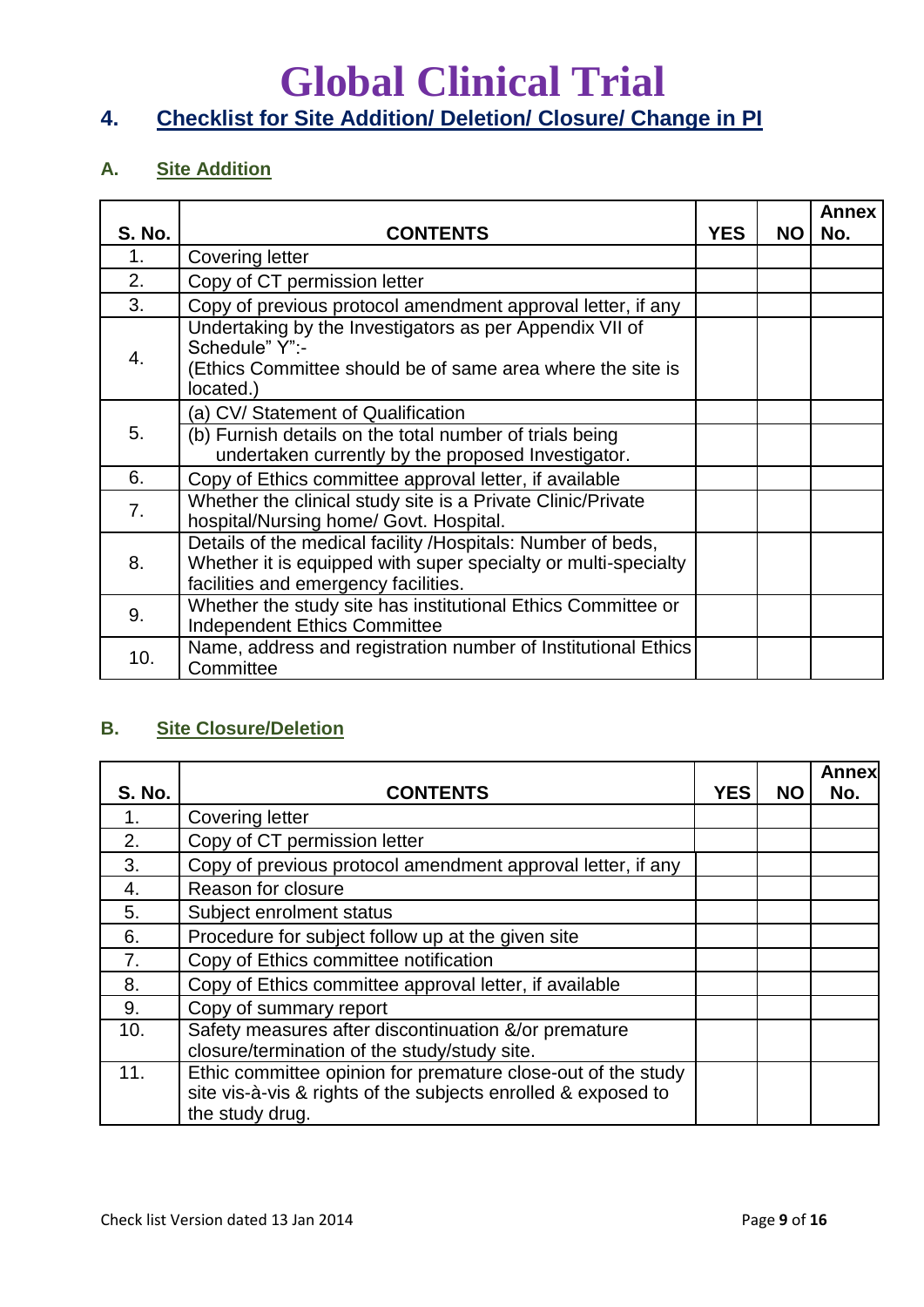# Global Clinical Trial

## 4. Checklist for Site Addition/ Deletion/ Closure/ Change in PI

### A. Site Addition

| S. No. | CONTENTS | YES | NO | Annex No. |
|---|---|---|---|---|
| 1. | Covering letter | | | |
| 2. | Copy of CT permission letter | | | |
| 3. | Copy of previous protocol amendment approval letter, if any | | | |
| 4. | Undertaking by the Investigators as per Appendix VII of Schedule" Y":- (Ethics Committee should be of same area where the site is located.) | | | |
| 5. | (a) CV/ Statement of Qualification | | | |
| | (b) Furnish details on the total number of trials being undertaken currently by the proposed Investigator. | | | |
| 6. | Copy of Ethics committee approval letter, if available | | | |
| 7. | Whether the clinical study site is a Private Clinic/Private hospital/Nursing home/ Govt. Hospital. | | | |
| 8. | Details of the medical facility /Hospitals: Number of beds, Whether it is equipped with super specialty or multi-specialty facilities and emergency facilities. | | | |
| 9. | Whether the study site has institutional Ethics Committee or Independent Ethics Committee | | | |
| 10. | Name, address and registration number of Institutional Ethics Committee | | | |

### B. Site Closure/Deletion

| S. No. | CONTENTS | YES | NO | Annex No. |
|---|---|---|---|---|
| 1. | Covering letter | | | |
| 2. | Copy of CT permission letter | | | |
| 3. | Copy of previous protocol amendment approval letter, if any | | | |
| 4. | Reason for closure | | | |
| 5. | Subject enrolment status | | | |
| 6. | Procedure for subject follow up at the given site | | | |
| 7. | Copy of Ethics committee notification | | | |
| 8. | Copy of Ethics committee approval letter, if available | | | |
| 9. | Copy of summary report | | | |
| 10. | Safety measures after discontinuation &/or premature closure/termination of the study/study site. | | | |
| 11. | Ethic committee opinion for premature close-out of the study site vis-à-vis & rights of the subjects enrolled & exposed to the study drug. | | | |

Check list Version dated 13 Jan 2014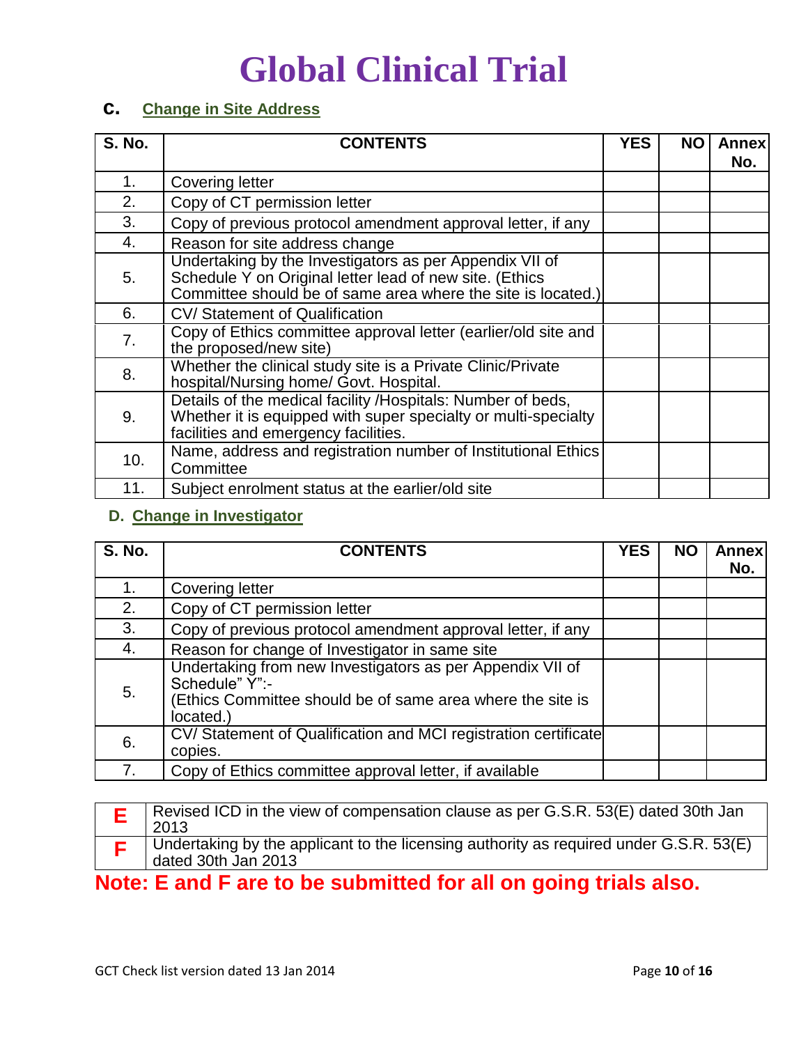# Global Clinical Trial

## C. Change in Site Address

| S. No. | CONTENTS | YES | NO | Annex No. |
|---|---|---|---|---|
| 1. | Covering letter | | | |
| 2. | Copy of CT permission letter | | | |
| 3. | Copy of previous protocol amendment approval letter, if any | | | |
| 4. | Reason for site address change | | | |
| 5. | Undertaking by the Investigators as per Appendix VII of Schedule Y on Original letter lead of new site. (Ethics Committee should be of same area where the site is located.) | | | |
| 6. | CV/ Statement of Qualification | | | |
| 7. | Copy of Ethics committee approval letter (earlier/old site and the proposed/new site) | | | |
| 8. | Whether the clinical study site is a Private Clinic/Private hospital/Nursing home/ Govt. Hospital. | | | |
| 9. | Details of the medical facility /Hospitals: Number of beds, Whether it is equipped with super specialty or multi-specialty facilities and emergency facilities. | | | |
| 10. | Name, address and registration number of Institutional Ethics Committee | | | |
| 11. | Subject enrolment status at the earlier/old site | | | |

## D. Change in Investigator

| S. No. | CONTENTS | YES | NO | Annex No. |
|---|---|---|---|---|
| 1. | Covering letter | | | |
| 2. | Copy of CT permission letter | | | |
| 3. | Copy of previous protocol amendment approval letter, if any | | | |
| 4. | Reason for change of Investigator in same site | | | |
| 5. | Undertaking from new Investigators as per Appendix VII of Schedule" Y":- (Ethics Committee should be of same area where the site is located.) | | | |
| 6. | CV/ Statement of Qualification and MCI registration certificate copies. | | | |
| 7. | Copy of Ethics committee approval letter, if available | | | |

| | |
|---|---|
| **E** | Revised ICD in the view of compensation clause as per G.S.R. 53(E) dated 30th Jan 2013 |
| **F** | Undertaking by the applicant to the licensing authority as required under G.S.R. 53(E) dated 30th Jan 2013 |

**Note: E and F are to be submitted for all on going trials also.**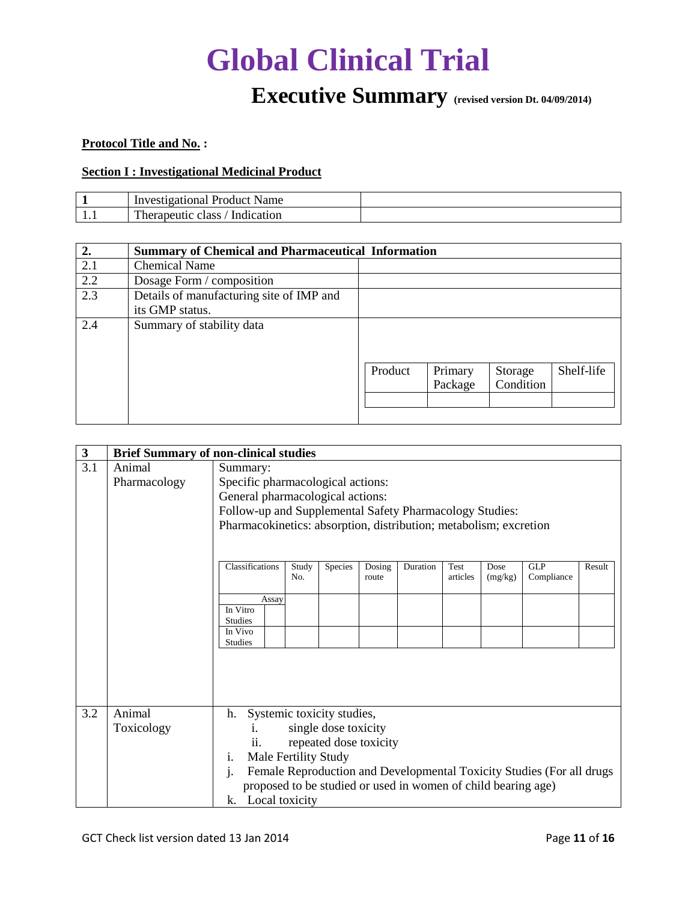# Global Clinical Trial

## Executive Summary (revised version Dt. 04/09/2014)

**Protocol Title and No. :**

**Section I : Investigational Medicinal Product**

| 1 | Investigational Product Name | |
|---|---|---|
| 1.1 | Therapeutic class / Indication | |

| 2. | Summary of Chemical and Pharmaceutical Information | |
|---|---|---|
| 2.1 | Chemical Name | |
| 2.2 | Dosage Form / composition | |
| 2.3 | Details of manufacturing site of IMP and its GMP status. | |
| 2.4 | Summary of stability data | |

| Product | Primary Package | Storage Condition | Shelf-life |
|---|---|---|---|
| | | | |

| 3 | Brief Summary of non-clinical studies | |
|---|---|---|
| 3.1 | Animal Pharmacology | Summary:<br>Specific pharmacological actions:<br>General pharmacological actions:<br>Follow-up and Supplemental Safety Pharmacology Studies:<br>Pharmacokinetics: absorption, distribution; metabolism; excretion |
| 3.2 | Animal Toxicology | h. Systemic toxicity studies,<br>i. single dose toxicity<br>ii. repeated dose toxicity<br>i. Male Fertility Study<br>j. Female Reproduction and Developmental Toxicity Studies (For all drugs proposed to be studied or used in women of child bearing age)<br>k. Local toxicity |

| Classifications | Assay | Study No. | Species | Dosing route | Duration | Test articles | Dose (mg/kg) | GLP Compliance | Result |
|---|---|---|---|---|---|---|---|---|---|
| In Vitro Studies | | | | | | | | | |
| In Vivo Studies | | | | | | | | | |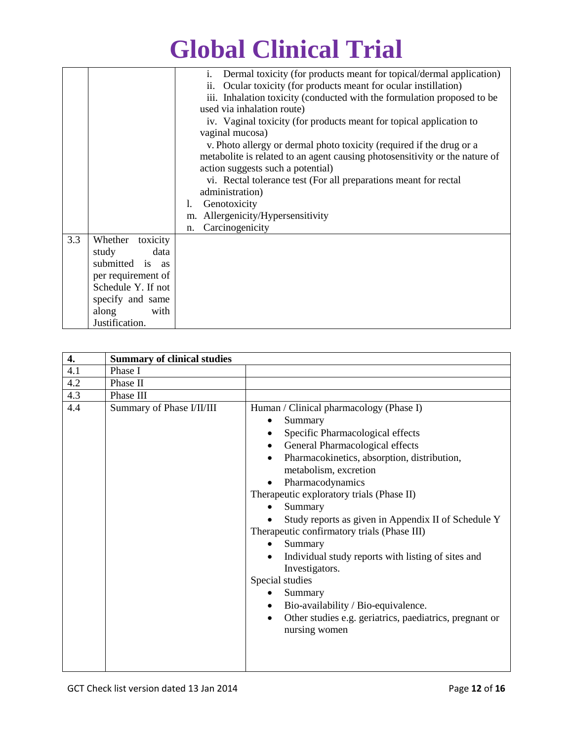| | | |
|---|---|---|
| | | i. Dermal toxicity (for products meant for topical/dermal application)<br>ii. Ocular toxicity (for products meant for ocular instillation)<br>iii. Inhalation toxicity (conducted with the formulation proposed to be used via inhalation route)<br>iv. Vaginal toxicity (for products meant for topical application to vaginal mucosa)<br>v. Photo allergy or dermal photo toxicity (required if the drug or a metabolite is related to an agent causing photosensitivity or the nature of action suggests such a potential)<br>vi. Rectal tolerance test (For all preparations meant for rectal administration)<br>l. Genotoxicity<br>m. Allergenicity/Hypersensitivity<br>n. Carcinogenicity |
| 3.3 | Whether toxicity study data submitted is as per requirement of Schedule Y. If not specify and same along with Justification. | |

| 4. | Summary of clinical studies | |
|---|---|---|
| 4.1 | Phase I | |
| 4.2 | Phase II | |
| 4.3 | Phase III | |
| 4.4 | Summary of Phase I/II/III | Human / Clinical pharmacology (Phase I)<br>• Summary<br>• Specific Pharmacological effects<br>• General Pharmacological effects<br>• Pharmacokinetics, absorption, distribution, metabolism, excretion<br>• Pharmacodynamics<br>Therapeutic exploratory trials (Phase II)<br>• Summary<br>• Study reports as given in Appendix II of Schedule Y<br>Therapeutic confirmatory trials (Phase III)<br>• Summary<br>• Individual study reports with listing of sites and Investigators.<br>Special studies<br>• Summary<br>• Bio-availability / Bio-equivalence.<br>• Other studies e.g. geriatrics, paediatrics, pregnant or nursing women |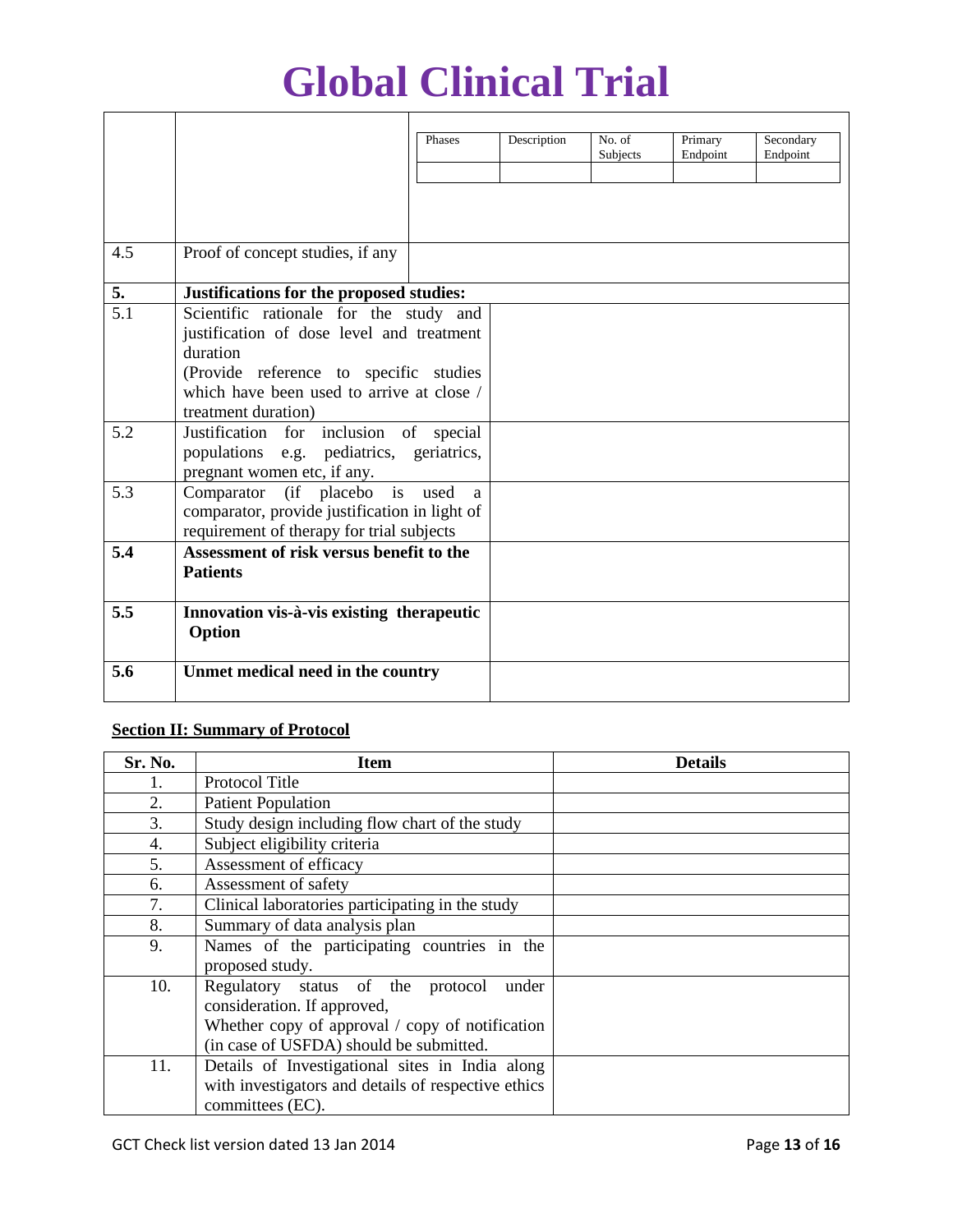# Global Clinical Trial

| | | |
|---|---|---|
| | | Phases \| Description \| No. of Subjects \| Primary Endpoint \| Secondary Endpoint |
| 4.5 | Proof of concept studies, if any | |
| **5.** | **Justifications for the proposed studies:** | |
| 5.1 | Scientific rationale for the study and justification of dose level and treatment duration (Provide reference to specific studies which have been used to arrive at close / treatment duration) | |
| 5.2 | Justification for inclusion of special populations e.g. pediatrics, geriatrics, pregnant women etc, if any. | |
| 5.3 | Comparator (if placebo is used a comparator, provide justification in light of requirement of therapy for trial subjects | |
| **5.4** | **Assessment of risk versus benefit to the Patients** | |
| **5.5** | **Innovation vis-à-vis existing therapeutic Option** | |
| **5.6** | **Unmet medical need in the country** | |

**Section II: Summary of Protocol**

| Sr. No. | Item | Details |
|---|---|---|
| 1. | Protocol Title | |
| 2. | Patient Population | |
| 3. | Study design including flow chart of the study | |
| 4. | Subject eligibility criteria | |
| 5. | Assessment of efficacy | |
| 6. | Assessment of safety | |
| 7. | Clinical laboratories participating in the study | |
| 8. | Summary of data analysis plan | |
| 9. | Names of the participating countries in the proposed study. | |
| 10. | Regulatory status of the protocol under consideration. If approved, Whether copy of approval / copy of notification (in case of USFDA) should be submitted. | |
| 11. | Details of Investigational sites in India along with investigators and details of respective ethics committees (EC). | |

GCT Check list version dated 13 Jan 2014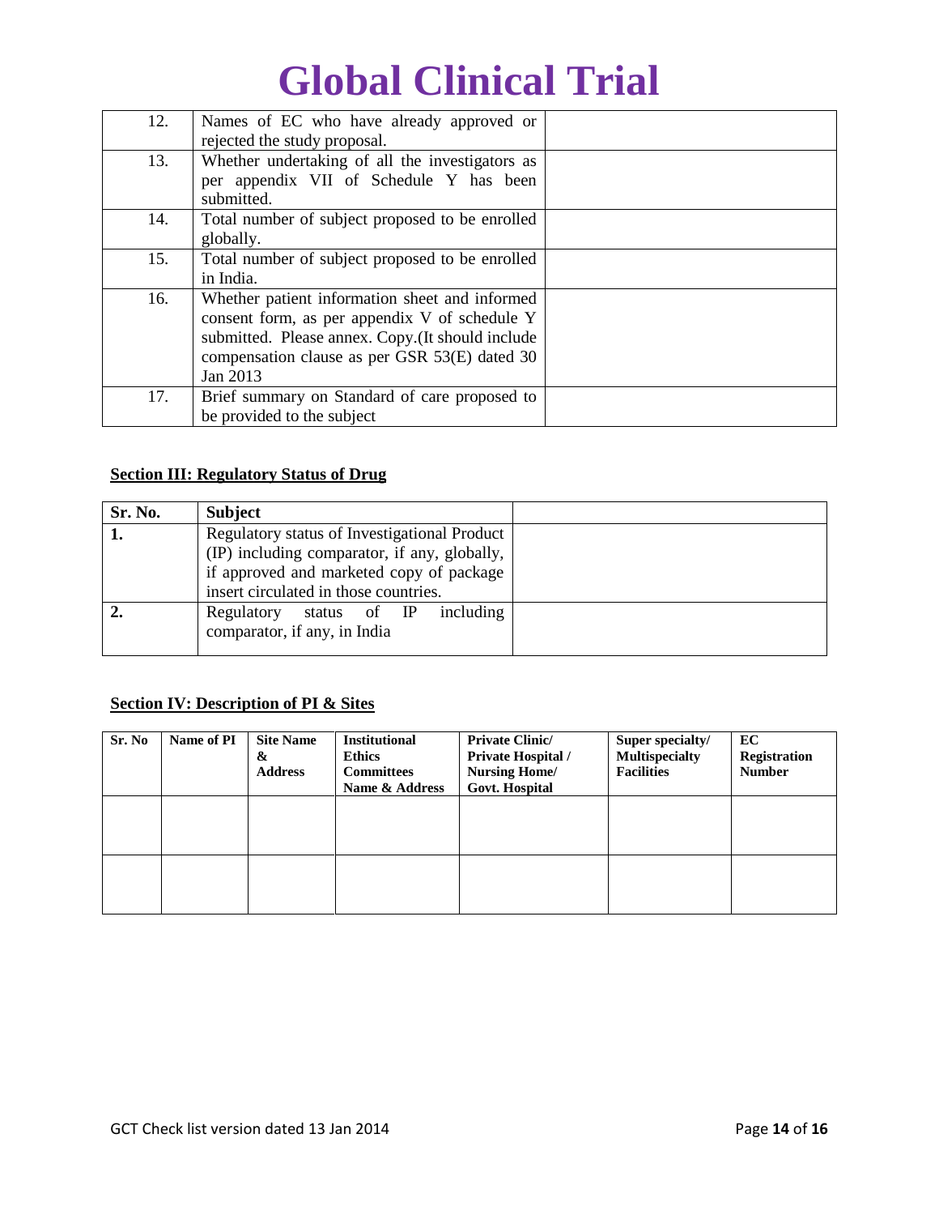# Global Clinical Trial

| | | |
|---|---|---|
| 12. | Names of EC who have already approved or rejected the study proposal. | |
| 13. | Whether undertaking of all the investigators as per appendix VII of Schedule Y has been submitted. | |
| 14. | Total number of subject proposed to be enrolled globally. | |
| 15. | Total number of subject proposed to be enrolled in India. | |
| 16. | Whether patient information sheet and informed consent form, as per appendix V of schedule Y submitted. Please annex. Copy.(It should include compensation clause as per GSR 53(E) dated 30 Jan 2013 | |
| 17. | Brief summary on Standard of care proposed to be provided to the subject | |

**Section III: Regulatory Status of Drug**

| Sr. No. | Subject | |
|---|---|---|
| **1.** | Regulatory status of Investigational Product (IP) including comparator, if any, globally, if approved and marketed copy of package insert circulated in those countries. | |
| **2.** | Regulatory status of IP including comparator, if any, in India | |

**Section IV: Description of PI & Sites**

| Sr. No | Name of PI | Site Name & Address | Institutional Ethics Committees Name & Address | Private Clinic/ Private Hospital / Nursing Home/ Govt. Hospital | Super specialty/ Multispecialty Facilities | EC Registration Number |
|---|---|---|---|---|---|---|
| | | | | | | |
| | | | | | | |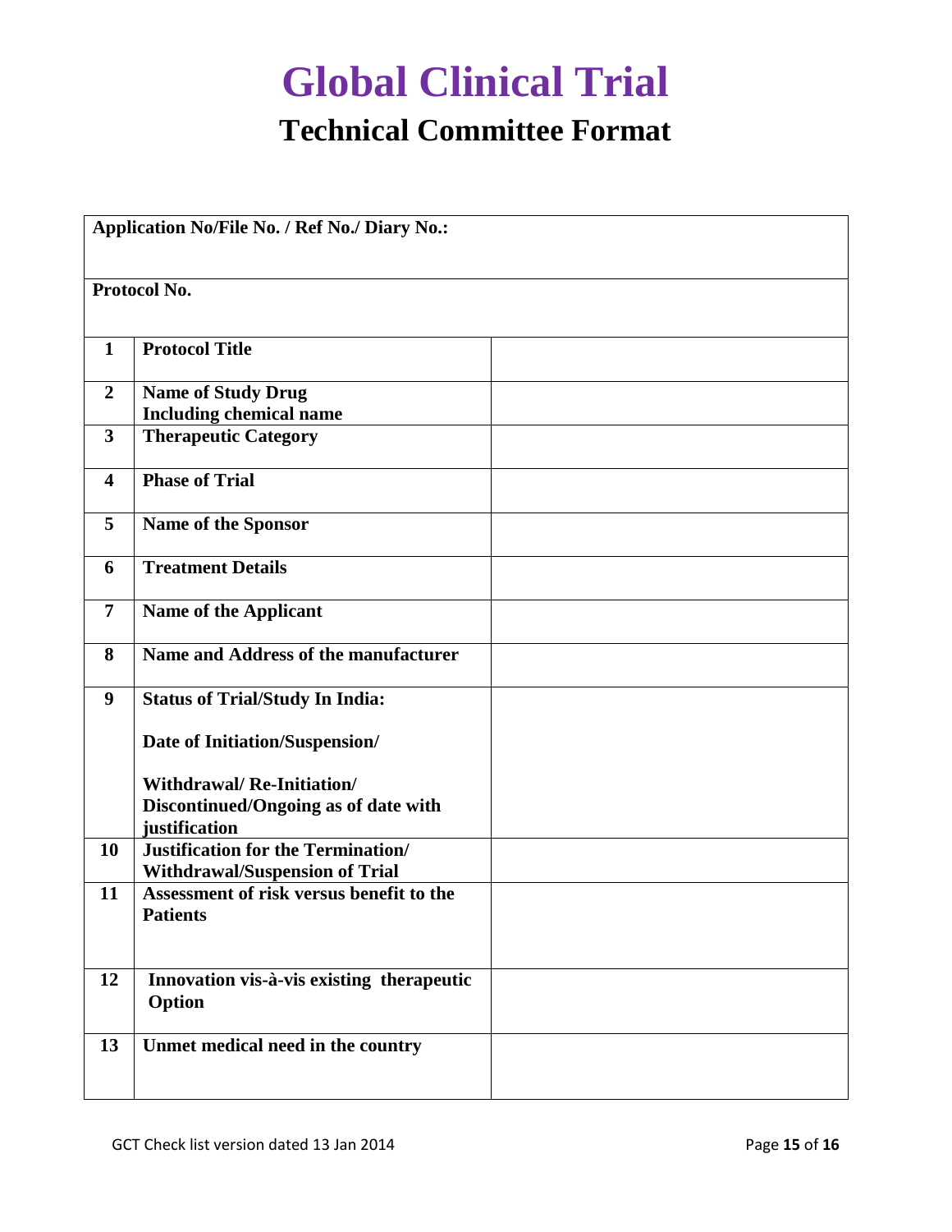# Global Clinical Trial

## Technical Committee Format

| Application No/File No. / Ref No./ Diary No.: | | |
|---|---|---|
| **Protocol No.** | | |
| **1** | **Protocol Title** | |
| **2** | **Name of Study Drug Including chemical name** | |
| **3** | **Therapeutic Category** | |
| **4** | **Phase of Trial** | |
| **5** | **Name of the Sponsor** | |
| **6** | **Treatment Details** | |
| **7** | **Name of the Applicant** | |
| **8** | **Name and Address of the manufacturer** | |
| **9** | **Status of Trial/Study In India:**<br><br>**Date of Initiation/Suspension/**<br><br>**Withdrawal/ Re-Initiation/ Discontinued/Ongoing as of date with justification** | |
| **10** | **Justification for the Termination/ Withdrawal/Suspension of Trial** | |
| **11** | **Assessment of risk versus benefit to the Patients** | |
| **12** | **Innovation vis-à-vis existing therapeutic Option** | |
| **13** | **Unmet medical need in the country** | |

GCT Check list version dated 13 Jan 2014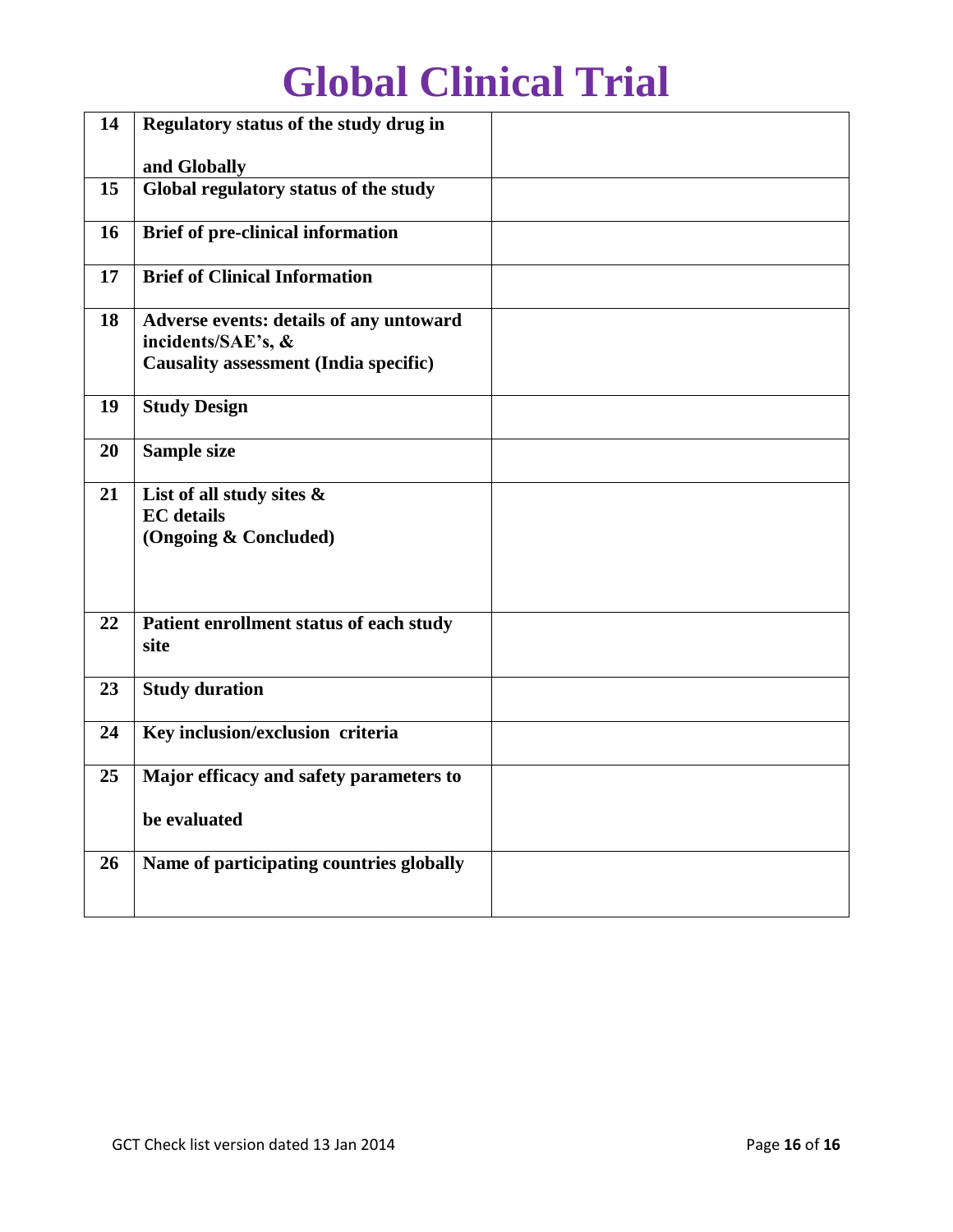# Global Clinical Trial

| | | |
|---|---|---|
| **14** | **Regulatory status of the study drug in and Globally** | |
| **15** | **Global regulatory status of the study** | |
| **16** | **Brief of pre-clinical information** | |
| **17** | **Brief of Clinical Information** | |
| **18** | **Adverse events: details of any untoward incidents/SAE's, & Causality assessment (India specific)** | |
| **19** | **Study Design** | |
| **20** | **Sample size** | |
| **21** | **List of all study sites & EC details (Ongoing & Concluded)** | |
| **22** | **Patient enrollment status of each study site** | |
| **23** | **Study duration** | |
| **24** | **Key inclusion/exclusion criteria** | |
| **25** | **Major efficacy and safety parameters to be evaluated** | |
| **26** | **Name of participating countries globally** | |

GCT Check list version dated 13 Jan 2014